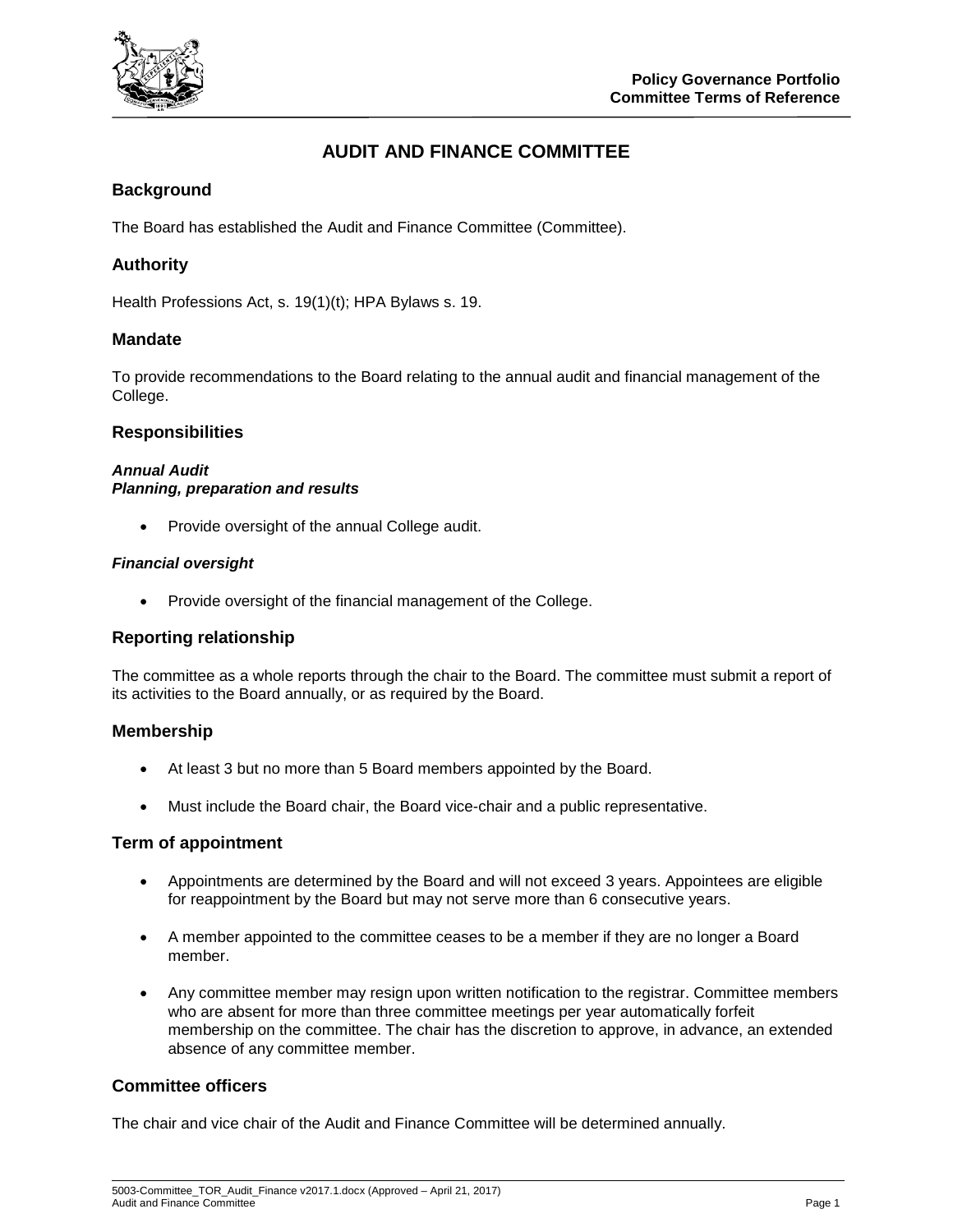# AUDIT AND FINANCE COMMITTEE

## Background

The Board has established the Audit and Finance Committee (Committee).

## Authority

Health Professions Act, s. 19(1)(t); HPA Bylaws s. 19.

## Mandate

To provide recommendations to the Board relating to the annual audit and financial management of the College.

## Responsibilities

***Annual Audit***
***Planning, preparation and results***

- Provide oversight of the annual College audit.

***Financial oversight***

- Provide oversight of the financial management of the College.

## Reporting relationship

The committee as a whole reports through the chair to the Board. The committee must submit a report of its activities to the Board annually, or as required by the Board.

## Membership

- At least 3 but no more than 5 Board members appointed by the Board.
- Must include the Board chair, the Board vice-chair and a public representative.

## Term of appointment

- Appointments are determined by the Board and will not exceed 3 years. Appointees are eligible for reappointment by the Board but may not serve more than 6 consecutive years.
- A member appointed to the committee ceases to be a member if they are no longer a Board member.
- Any committee member may resign upon written notification to the registrar. Committee members who are absent for more than three committee meetings per year automatically forfeit membership on the committee. The chair has the discretion to approve, in advance, an extended absence of any committee member.

## Committee officers

The chair and vice chair of the Audit and Finance Committee will be determined annually.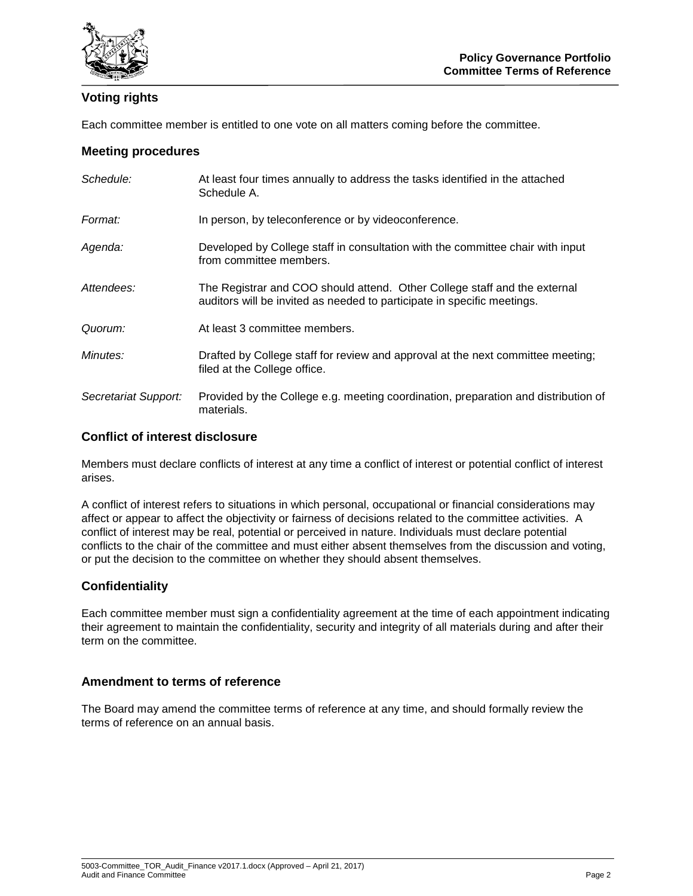## Voting rights

Each committee member is entitled to one vote on all matters coming before the committee.

## Meeting procedures

| | |
|---|---|
| *Schedule:* | At least four times annually to address the tasks identified in the attached Schedule A. |
| *Format:* | In person, by teleconference or by videoconference. |
| *Agenda:* | Developed by College staff in consultation with the committee chair with input from committee members. |
| *Attendees:* | The Registrar and COO should attend. Other College staff and the external auditors will be invited as needed to participate in specific meetings. |
| *Quorum:* | At least 3 committee members. |
| *Minutes:* | Drafted by College staff for review and approval at the next committee meeting; filed at the College office. |
| *Secretariat Support:* | Provided by the College e.g. meeting coordination, preparation and distribution of materials. |

## Conflict of interest disclosure

Members must declare conflicts of interest at any time a conflict of interest or potential conflict of interest arises.

A conflict of interest refers to situations in which personal, occupational or financial considerations may affect or appear to affect the objectivity or fairness of decisions related to the committee activities. A conflict of interest may be real, potential or perceived in nature. Individuals must declare potential conflicts to the chair of the committee and must either absent themselves from the discussion and voting, or put the decision to the committee on whether they should absent themselves.

## Confidentiality

Each committee member must sign a confidentiality agreement at the time of each appointment indicating their agreement to maintain the confidentiality, security and integrity of all materials during and after their term on the committee.

## Amendment to terms of reference

The Board may amend the committee terms of reference at any time, and should formally review the terms of reference on an annual basis.